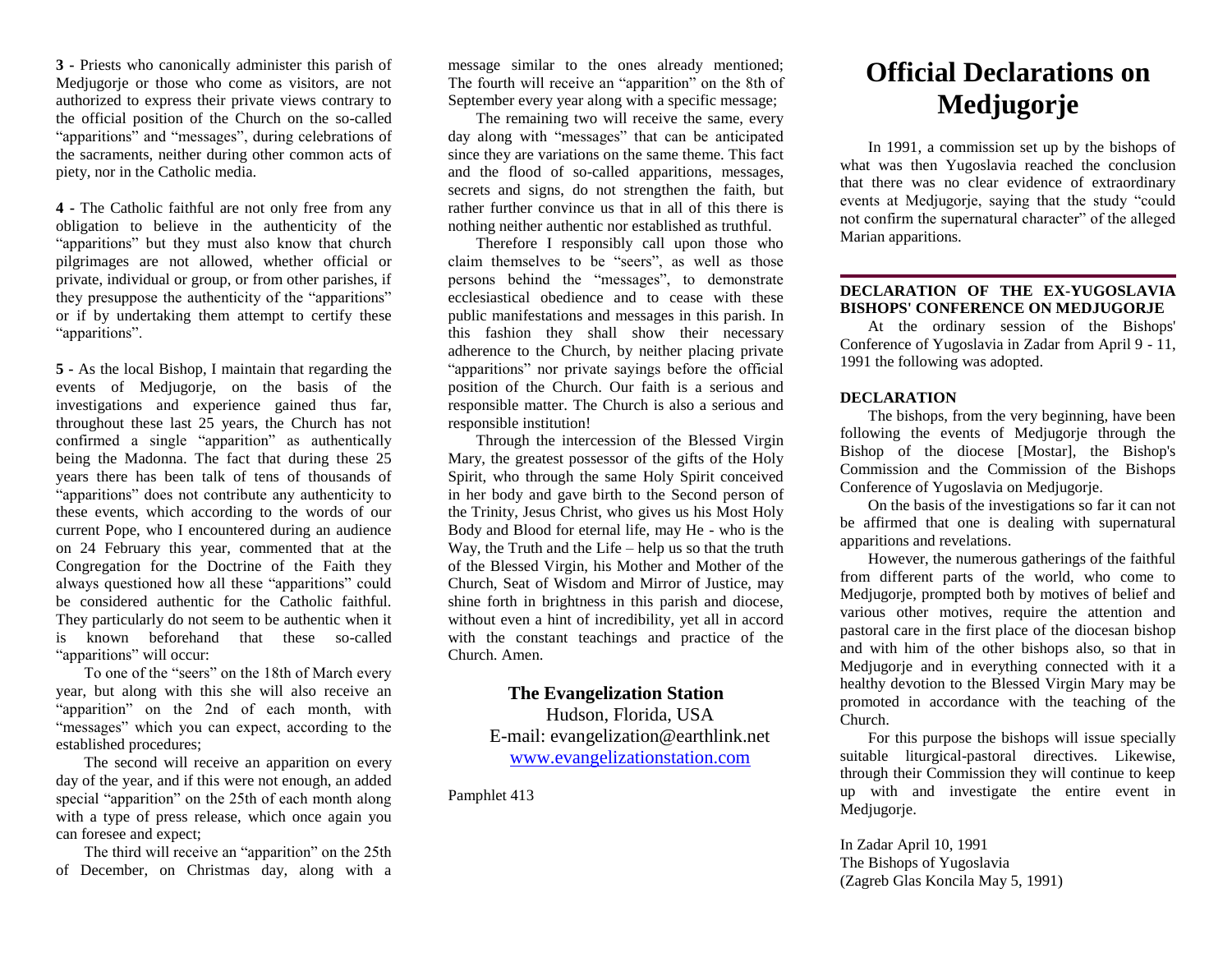**3 -** Priests who canonically administer this parish of Medjugorje or those who come as visitors, are not authorized to express their private views contrary to the official position of the Church on the so-called "apparitions" and "messages", during celebrations of the sacraments, neither during other common acts of piety, nor in the Catholic media.

**4 -** The Catholic faithful are not only free from any obligation to believe in the authenticity of the "apparitions" but they must also know that church pilgrimages are not allowed, whether official or private, individual or group, or from other parishes, if they presuppose the authenticity of the "apparitions" or if by undertaking them attempt to certify these "apparitions".

**5 -** As the local Bishop, I maintain that regarding the events of Medjugorje, on the basis of the investigations and experience gained thus far, throughout these last 25 years, the Church has not confirmed a single "apparition" as authentically being the Madonna. The fact that during these 25 years there has been talk of tens of thousands of "apparitions" does not contribute any authenticity to these events, which according to the words of our current Pope, who I encountered during an audience on 24 February this year, commented that at the Congregation for the Doctrine of the Faith they always questioned how all these "apparitions" could be considered authentic for the Catholic faithful. They particularly do not seem to be authentic when it is known beforehand that these so-called "apparitions" will occur:

To one of the "seers" on the 18th of March every year, but along with this she will also receive an "apparition" on the 2nd of each month, with "messages" which you can expect, according to the established procedures;

The second will receive an apparition on every day of the year, and if this were not enough, an added special "apparition" on the 25th of each month along with a type of press release, which once again you can foresee and expect;

The third will receive an "apparition" on the 25th of December, on Christmas day, along with a message similar to the ones already mentioned; The fourth will receive an "apparition" on the 8th of September every year along with a specific message;

The remaining two will receive the same, every day along with "messages" that can be anticipated since they are variations on the same theme. This fact and the flood of so-called apparitions, messages, secrets and signs, do not strengthen the faith, but rather further convince us that in all of this there is nothing neither authentic nor established as truthful.

Therefore I responsibly call upon those who claim themselves to be "seers", as well as those persons behind the "messages", to demonstrate ecclesiastical obedience and to cease with these public manifestations and messages in this parish. In this fashion they shall show their necessary adherence to the Church, by neither placing private "apparitions" nor private sayings before the official position of the Church. Our faith is a serious and responsible matter. The Church is also a serious and responsible institution!

Through the intercession of the Blessed Virgin Mary, the greatest possessor of the gifts of the Holy Spirit, who through the same Holy Spirit conceived in her body and gave birth to the Second person of the Trinity, Jesus Christ, who gives us His Most Holy Body and Blood for eternal life, may He - who is the Way, the Truth and the Life – help us so that the truth of the Blessed Virgin, his Mother and Mother of the Church, Seat of Wisdom and Mirror of Justice, may shine forth in brightness in this parish and diocese, without even a hint of incredibility, yet all in accord with the constant teachings and practice of the Church. Amen.

**The Evangelization Station**
Hudson, Florida, USA
E-mail: evangelization@earthlink.net
www.evangelizationstation.com

Pamphlet 413

# Official Declarations on Medjugorje

In 1991, a commission set up by the bishops of what was then Yugoslavia reached the conclusion that there was no clear evidence of extraordinary events at Medjugorje, saying that the study "could not confirm the supernatural character" of the alleged Marian apparitions.

---

**DECLARATION OF THE EX-YUGOSLAVIA BISHOPS' CONFERENCE ON MEDJUGORJE**

At the ordinary session of the Bishops' Conference of Yugoslavia in Zadar from April 9 - 11, 1991 the following was adopted.

**DECLARATION**

The bishops, from the very beginning, have been following the events of Medjugorje through the Bishop of the diocese [Mostar], the Bishop's Commission and the Commission of the Bishops Conference of Yugoslavia on Medjugorje.

On the basis of the investigations so far it can not be affirmed that one is dealing with supernatural apparitions and revelations.

However, the numerous gatherings of the faithful from different parts of the world, who come to Medjugorje, prompted both by motives of belief and various other motives, require the attention and pastoral care in the first place of the diocesan bishop and with him of the other bishops also, so that in Medjugorje and in everything connected with it a healthy devotion to the Blessed Virgin Mary may be promoted in accordance with the teaching of the Church.

For this purpose the bishops will issue specially suitable liturgical-pastoral directives. Likewise, through their Commission they will continue to keep up with and investigate the entire event in Medjugorje.

In Zadar April 10, 1991
The Bishops of Yugoslavia
(Zagreb Glas Koncila May 5, 1991)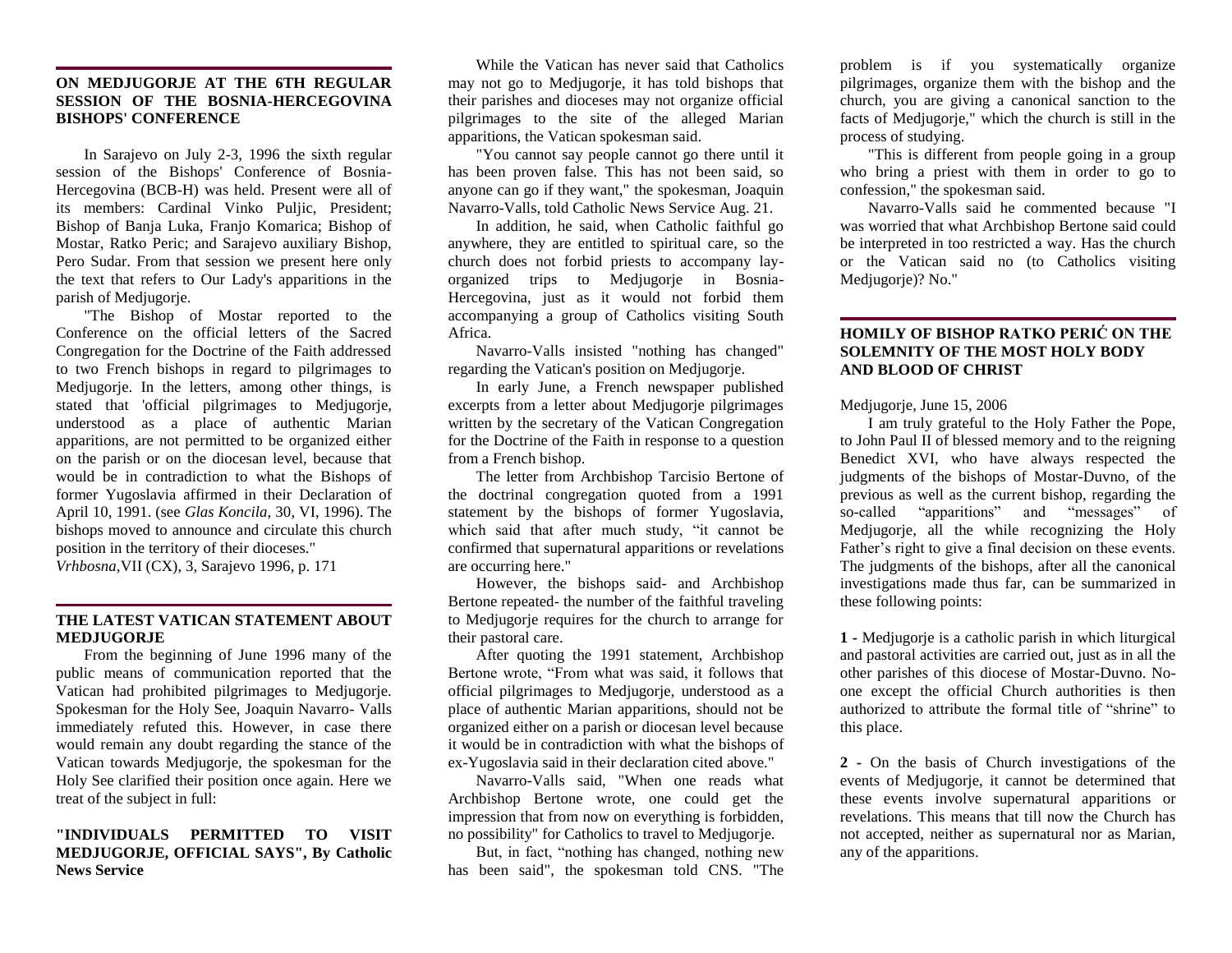## ON MEDJUGORJE AT THE 6TH REGULAR SESSION OF THE BOSNIA-HERCEGOVINA BISHOPS' CONFERENCE

In Sarajevo on July 2-3, 1996 the sixth regular session of the Bishops' Conference of Bosnia-Hercegovina (BCB-H) was held. Present were all of its members: Cardinal Vinko Puljic, President; Bishop of Banja Luka, Franjo Komarica; Bishop of Mostar, Ratko Peric; and Sarajevo auxiliary Bishop, Pero Sudar. From that session we present here only the text that refers to Our Lady's apparitions in the parish of Medjugorje.

"The Bishop of Mostar reported to the Conference on the official letters of the Sacred Congregation for the Doctrine of the Faith addressed to two French bishops in regard to pilgrimages to Medjugorje. In the letters, among other things, is stated that 'official pilgrimages to Medjugorje, understood as a place of authentic Marian apparitions, are not permitted to be organized either on the parish or on the diocesan level, because that would be in contradiction to what the Bishops of former Yugoslavia affirmed in their Declaration of April 10, 1991. (see *Glas Koncila*, 30, VI, 1996). The bishops moved to announce and circulate this church position in the territory of their dioceses."

*Vrhbosna*,VII (CX), 3, Sarajevo 1996, p. 171

## THE LATEST VATICAN STATEMENT ABOUT MEDJUGORJE

From the beginning of June 1996 many of the public means of communication reported that the Vatican had prohibited pilgrimages to Medjugorje. Spokesman for the Holy See, Joaquin Navarro- Valls immediately refuted this. However, in case there would remain any doubt regarding the stance of the Vatican towards Medjugorje, the spokesman for the Holy See clarified their position once again. Here we treat of the subject in full:

**"INDIVIDUALS PERMITTED TO VISIT MEDJUGORJE, OFFICIAL SAYS", By Catholic News Service**

While the Vatican has never said that Catholics may not go to Medjugorje, it has told bishops that their parishes and dioceses may not organize official pilgrimages to the site of the alleged Marian apparitions, the Vatican spokesman said.

"You cannot say people cannot go there until it has been proven false. This has not been said, so anyone can go if they want," the spokesman, Joaquin Navarro-Valls, told Catholic News Service Aug. 21.

In addition, he said, when Catholic faithful go anywhere, they are entitled to spiritual care, so the church does not forbid priests to accompany lay-organized trips to Medjugorje in Bosnia-Hercegovina, just as it would not forbid them accompanying a group of Catholics visiting South Africa.

Navarro-Valls insisted "nothing has changed" regarding the Vatican's position on Medjugorje.

In early June, a French newspaper published excerpts from a letter about Medjugorje pilgrimages written by the secretary of the Vatican Congregation for the Doctrine of the Faith in response to a question from a French bishop.

The letter from Archbishop Tarcisio Bertone of the doctrinal congregation quoted from a 1991 statement by the bishops of former Yugoslavia, which said that after much study, "it cannot be confirmed that supernatural apparitions or revelations are occurring here."

However, the bishops said- and Archbishop Bertone repeated- the number of the faithful traveling to Medjugorje requires for the church to arrange for their pastoral care.

After quoting the 1991 statement, Archbishop Bertone wrote, "From what was said, it follows that official pilgrimages to Medjugorje, understood as a place of authentic Marian apparitions, should not be organized either on a parish or diocesan level because it would be in contradiction with what the bishops of ex-Yugoslavia said in their declaration cited above."

Navarro-Valls said, "When one reads what Archbishop Bertone wrote, one could get the impression that from now on everything is forbidden, no possibility" for Catholics to travel to Medjugorje.

But, in fact, "nothing has changed, nothing new has been said", the spokesman told CNS. "The problem is if you systematically organize pilgrimages, organize them with the bishop and the church, you are giving a canonical sanction to the facts of Medjugorje," which the church is still in the process of studying.

"This is different from people going in a group who bring a priest with them in order to go to confession," the spokesman said.

Navarro-Valls said he commented because "I was worried that what Archbishop Bertone said could be interpreted in too restricted a way. Has the church or the Vatican said no (to Catholics visiting Medjugorje)? No."

## HOMILY OF BISHOP RATKO PERIĆ ON THE SOLEMNITY OF THE MOST HOLY BODY AND BLOOD OF CHRIST

Medjugorje, June 15, 2006

I am truly grateful to the Holy Father the Pope, to John Paul II of blessed memory and to the reigning Benedict XVI, who have always respected the judgments of the bishops of Mostar-Duvno, of the previous as well as the current bishop, regarding the so-called "apparitions" and "messages" of Medjugorje, all the while recognizing the Holy Father's right to give a final decision on these events. The judgments of the bishops, after all the canonical investigations made thus far, can be summarized in these following points:

**1 -** Medjugorje is a catholic parish in which liturgical and pastoral activities are carried out, just as in all the other parishes of this diocese of Mostar-Duvno. No-one except the official Church authorities is then authorized to attribute the formal title of "shrine" to this place.

**2 -** On the basis of Church investigations of the events of Medjugorje, it cannot be determined that these events involve supernatural apparitions or revelations. This means that till now the Church has not accepted, neither as supernatural nor as Marian, any of the apparitions.